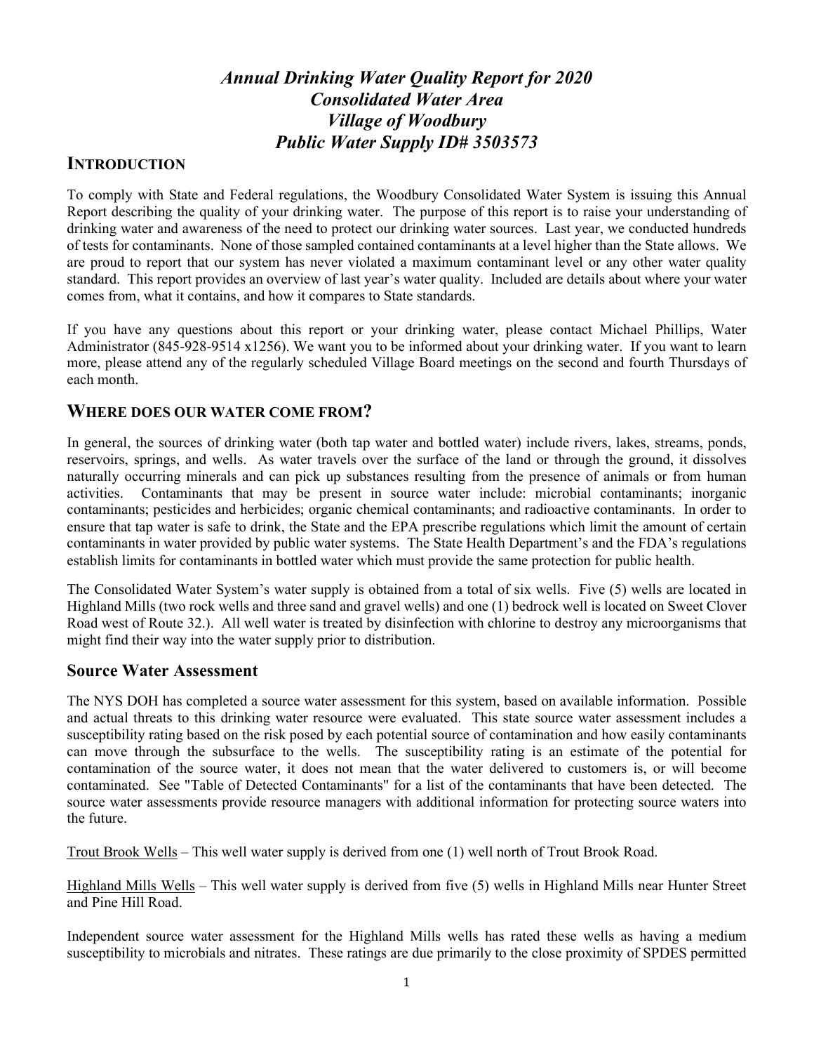# *Annual Drinking Water Quality Report for 2020*
# *Consolidated Water Area*
# *Village of Woodbury*
# *Public Water Supply ID# 3503573*

## INTRODUCTION

To comply with State and Federal regulations, the Woodbury Consolidated Water System is issuing this Annual Report describing the quality of your drinking water. The purpose of this report is to raise your understanding of drinking water and awareness of the need to protect our drinking water sources. Last year, we conducted hundreds of tests for contaminants. None of those sampled contained contaminants at a level higher than the State allows. We are proud to report that our system has never violated a maximum contaminant level or any other water quality standard. This report provides an overview of last year's water quality. Included are details about where your water comes from, what it contains, and how it compares to State standards.

If you have any questions about this report or your drinking water, please contact Michael Phillips, Water Administrator (845-928-9514 x1256). We want you to be informed about your drinking water. If you want to learn more, please attend any of the regularly scheduled Village Board meetings on the second and fourth Thursdays of each month.

## WHERE DOES OUR WATER COME FROM?

In general, the sources of drinking water (both tap water and bottled water) include rivers, lakes, streams, ponds, reservoirs, springs, and wells. As water travels over the surface of the land or through the ground, it dissolves naturally occurring minerals and can pick up substances resulting from the presence of animals or from human activities. Contaminants that may be present in source water include: microbial contaminants; inorganic contaminants; pesticides and herbicides; organic chemical contaminants; and radioactive contaminants. In order to ensure that tap water is safe to drink, the State and the EPA prescribe regulations which limit the amount of certain contaminants in water provided by public water systems. The State Health Department's and the FDA's regulations establish limits for contaminants in bottled water which must provide the same protection for public health.

The Consolidated Water System's water supply is obtained from a total of six wells. Five (5) wells are located in Highland Mills (two rock wells and three sand and gravel wells) and one (1) bedrock well is located on Sweet Clover Road west of Route 32.). All well water is treated by disinfection with chlorine to destroy any microorganisms that might find their way into the water supply prior to distribution.

## Source Water Assessment

The NYS DOH has completed a source water assessment for this system, based on available information. Possible and actual threats to this drinking water resource were evaluated. This state source water assessment includes a susceptibility rating based on the risk posed by each potential source of contamination and how easily contaminants can move through the subsurface to the wells. The susceptibility rating is an estimate of the potential for contamination of the source water, it does not mean that the water delivered to customers is, or will become contaminated. See "Table of Detected Contaminants" for a list of the contaminants that have been detected. The source water assessments provide resource managers with additional information for protecting source waters into the future.

Trout Brook Wells – This well water supply is derived from one (1) well north of Trout Brook Road.

Highland Mills Wells – This well water supply is derived from five (5) wells in Highland Mills near Hunter Street and Pine Hill Road.

Independent source water assessment for the Highland Mills wells has rated these wells as having a medium susceptibility to microbials and nitrates. These ratings are due primarily to the close proximity of SPDES permitted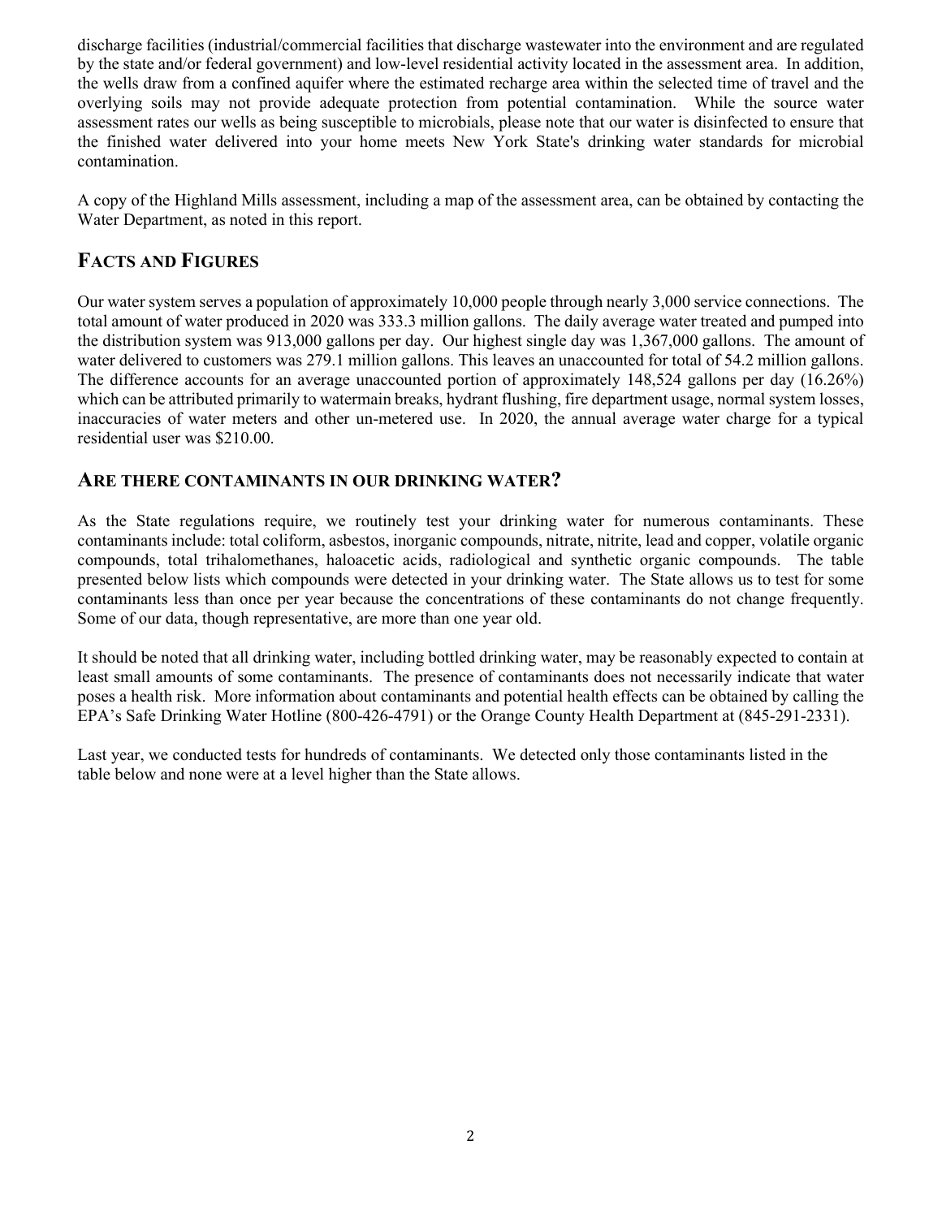discharge facilities (industrial/commercial facilities that discharge wastewater into the environment and are regulated by the state and/or federal government) and low-level residential activity located in the assessment area. In addition, the wells draw from a confined aquifer where the estimated recharge area within the selected time of travel and the overlying soils may not provide adequate protection from potential contamination. While the source water assessment rates our wells as being susceptible to microbials, please note that our water is disinfected to ensure that the finished water delivered into your home meets New York State's drinking water standards for microbial contamination.

A copy of the Highland Mills assessment, including a map of the assessment area, can be obtained by contacting the Water Department, as noted in this report.

## FACTS AND FIGURES

Our water system serves a population of approximately 10,000 people through nearly 3,000 service connections. The total amount of water produced in 2020 was 333.3 million gallons. The daily average water treated and pumped into the distribution system was 913,000 gallons per day. Our highest single day was 1,367,000 gallons. The amount of water delivered to customers was 279.1 million gallons. This leaves an unaccounted for total of 54.2 million gallons. The difference accounts for an average unaccounted portion of approximately 148,524 gallons per day (16.26%) which can be attributed primarily to watermain breaks, hydrant flushing, fire department usage, normal system losses, inaccuracies of water meters and other un-metered use. In 2020, the annual average water charge for a typical residential user was $210.00.

## ARE THERE CONTAMINANTS IN OUR DRINKING WATER?

As the State regulations require, we routinely test your drinking water for numerous contaminants. These contaminants include: total coliform, asbestos, inorganic compounds, nitrate, nitrite, lead and copper, volatile organic compounds, total trihalomethanes, haloacetic acids, radiological and synthetic organic compounds. The table presented below lists which compounds were detected in your drinking water. The State allows us to test for some contaminants less than once per year because the concentrations of these contaminants do not change frequently. Some of our data, though representative, are more than one year old.

It should be noted that all drinking water, including bottled drinking water, may be reasonably expected to contain at least small amounts of some contaminants. The presence of contaminants does not necessarily indicate that water poses a health risk. More information about contaminants and potential health effects can be obtained by calling the EPA's Safe Drinking Water Hotline (800-426-4791) or the Orange County Health Department at (845-291-2331).

Last year, we conducted tests for hundreds of contaminants. We detected only those contaminants listed in the table below and none were at a level higher than the State allows.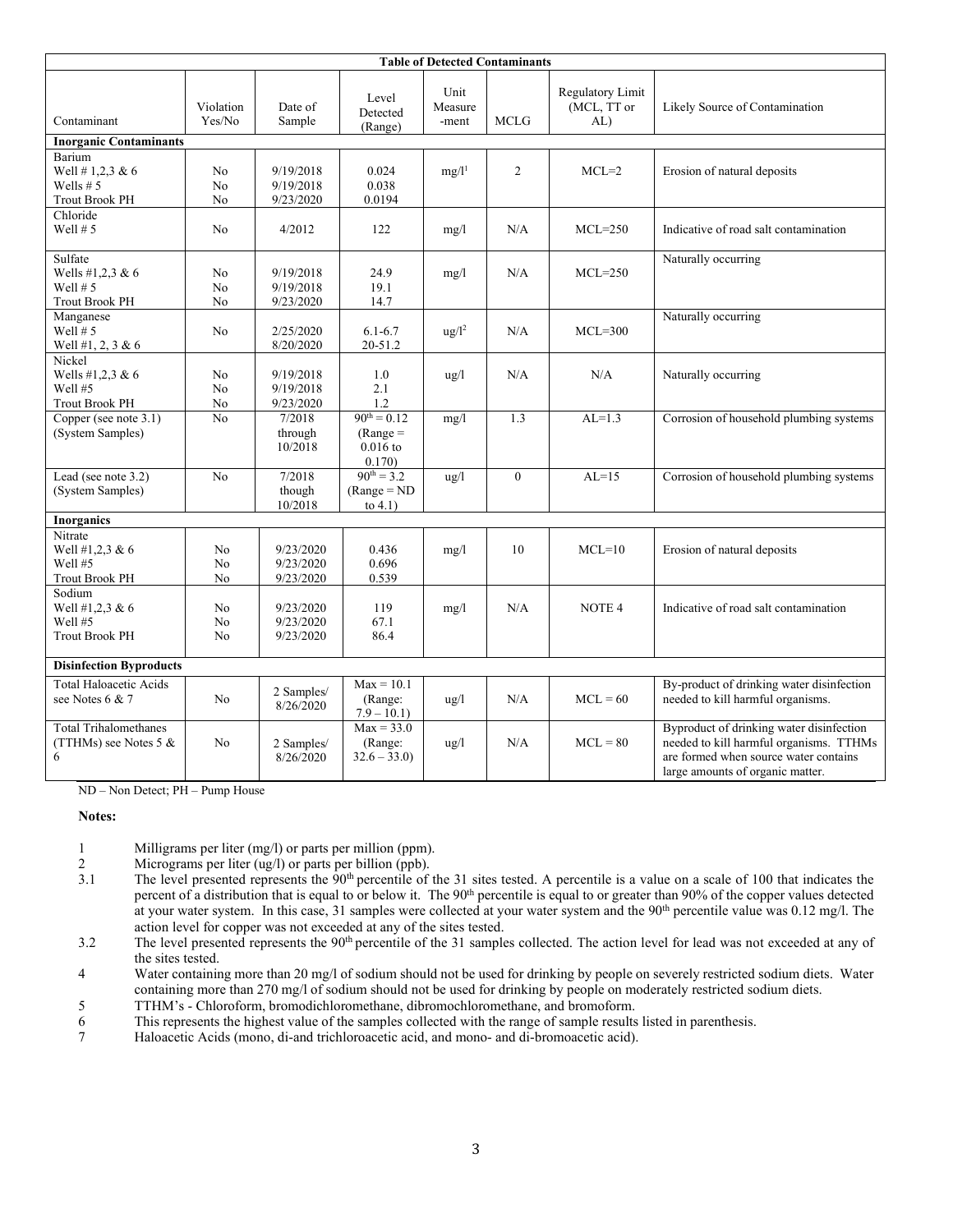| Table of Detected Contaminants | | | | | | | |
|---|---|---|---|---|---|---|---|
| Contaminant | Violation Yes/No | Date of Sample | Level Detected (Range) | Unit Measure -ment | MCLG | Regulatory Limit (MCL, TT or AL) | Likely Source of Contamination |
| **Inorganic Contaminants** | | | | | | | |
| Barium<br>Well # 1,2,3 & 6<br>Wells # 5<br>Trout Brook PH | <br>No<br>No<br>No | <br>9/19/2018<br>9/19/2018<br>9/23/2020 | <br>0.024<br>0.038<br>0.0194 | mg/l[1] | 2 | MCL=2 | Erosion of natural deposits |
| Chloride<br>Well # 5 | No | 4/2012 | 122 | mg/l | N/A | MCL=250 | Indicative of road salt contamination |
| Sulfate<br>Wells #1,2,3 & 6<br>Well # 5<br>Trout Brook PH | <br>No<br>No<br>No | <br>9/19/2018<br>9/19/2018<br>9/23/2020 | <br>24.9<br>19.1<br>14.7 | mg/l | N/A | MCL=250 | Naturally occurring |
| Manganese<br>Well # 5<br>Well #1, 2, 3 & 6 | No | <br>2/25/2020<br>8/20/2020 | <br>6.1-6.7<br>20-51.2 | ug/l[2] | N/A | MCL=300 | Naturally occurring |
| Nickel<br>Wells #1,2,3 & 6<br>Well #5<br>Trout Brook PH | <br>No<br>No<br>No | <br>9/19/2018<br>9/19/2018<br>9/23/2020 | <br>1.0<br>2.1<br>1.2 | ug/l | N/A | N/A | Naturally occurring |
| Copper (see note 3.1)<br>(System Samples) | No | 7/2018 through 10/2018 | $90^{th}$ = 0.12 (Range = 0.016 to 0.170) | mg/l | 1.3 | AL=1.3 | Corrosion of household plumbing systems |
| Lead (see note 3.2)<br>(System Samples) | No | 7/2018 though 10/2018 | $90^{th}$ = 3.2 (Range = ND to 4.1) | ug/l | 0 | AL=15 | Corrosion of household plumbing systems |
| **Inorganics** | | | | | | | |
| Nitrate<br>Well #1,2,3 & 6<br>Well #5<br>Trout Brook PH | <br>No<br>No<br>No | <br>9/23/2020<br>9/23/2020<br>9/23/2020 | <br>0.436<br>0.696<br>0.539 | mg/l | 10 | MCL=10 | Erosion of natural deposits |
| Sodium<br>Well #1,2,3 & 6<br>Well #5<br>Trout Brook PH | <br>No<br>No<br>No | <br>9/23/2020<br>9/23/2020<br>9/23/2020 | <br>119<br>67.1<br>86.4 | mg/l | N/A | NOTE 4 | Indicative of road salt contamination |
| **Disinfection Byproducts** | | | | | | | |
| Total Haloacetic Acids see Notes 6 & 7 | No | 2 Samples/ 8/26/2020 | Max = 10.1 (Range: 7.9 – 10.1) | ug/l | N/A | MCL = 60 | By-product of drinking water disinfection needed to kill harmful organisms. |
| Total Trihalomethanes (TTHMs) see Notes 5 & 6 | No | 2 Samples/ 8/26/2020 | Max = 33.0 (Range: 32.6 – 33.0) | ug/l | N/A | MCL = 80 | Byproduct of drinking water disinfection needed to kill harmful organisms. TTHMs are formed when source water contains large amounts of organic matter. |

ND – Non Detect; PH – Pump House

**Notes:**

1 Milligrams per liter (mg/l) or parts per million (ppm).

2 Micrograms per liter (ug/l) or parts per billion (ppb).

3.1 The level presented represents the $90^{th}$ percentile of the 31 sites tested. A percentile is a value on a scale of 100 that indicates the percent of a distribution that is equal to or below it. The $90^{th}$ percentile is equal to or greater than 90% of the copper values detected at your water system. In this case, 31 samples were collected at your water system and the $90^{th}$ percentile value was 0.12 mg/l. The action level for copper was not exceeded at any of the sites tested.

3.2 The level presented represents the $90^{th}$ percentile of the 31 samples collected. The action level for lead was not exceeded at any of the sites tested.

4 Water containing more than 20 mg/l of sodium should not be used for drinking by people on severely restricted sodium diets. Water containing more than 270 mg/l of sodium should not be used for drinking by people on moderately restricted sodium diets.

5 TTHM's - Chloroform, bromodichloromethane, dibromochloromethane, and bromoform.

6 This represents the highest value of the samples collected with the range of sample results listed in parenthesis.

7 Haloacetic Acids (mono, di-and trichloroacetic acid, and mono- and di-bromoacetic acid).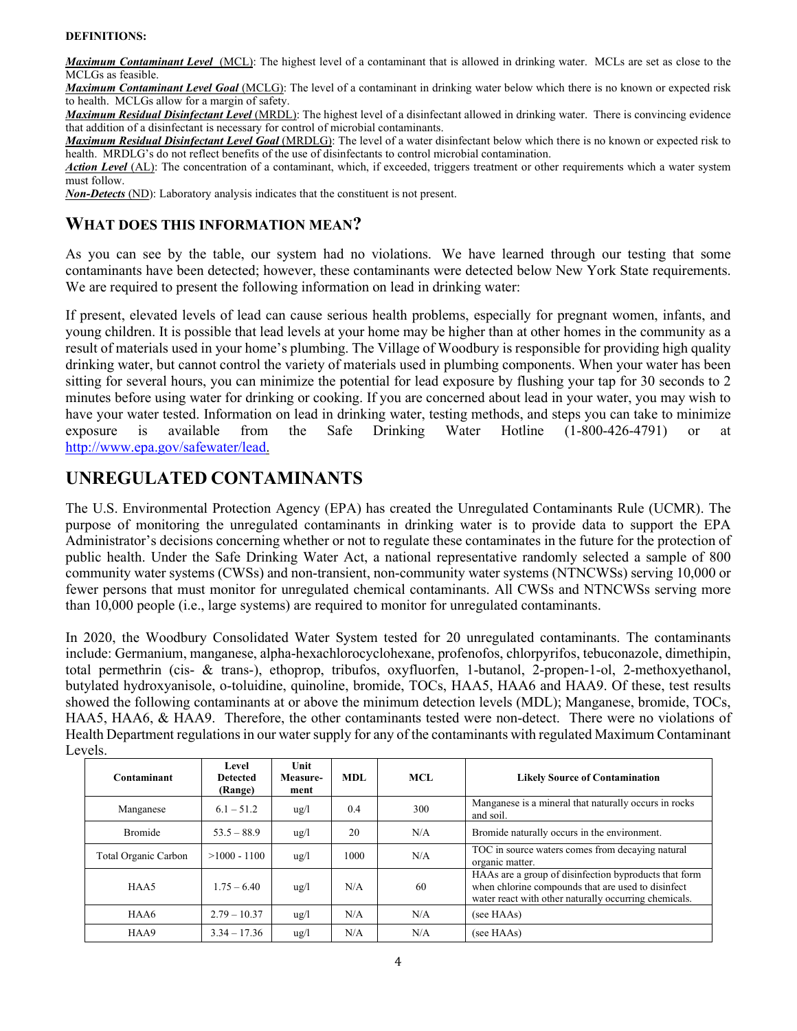**DEFINITIONS:**

***Maximum Contaminant Level*** (MCL): The highest level of a contaminant that is allowed in drinking water. MCLs are set as close to the MCLGs as feasible.
***Maximum Contaminant Level Goal*** (MCLG): The level of a contaminant in drinking water below which there is no known or expected risk to health. MCLGs allow for a margin of safety.
***Maximum Residual Disinfectant Level*** (MRDL): The highest level of a disinfectant allowed in drinking water. There is convincing evidence that addition of a disinfectant is necessary for control of microbial contaminants.
***Maximum Residual Disinfectant Level Goal*** (MRDLG): The level of a water disinfectant below which there is no known or expected risk to health. MRDLG's do not reflect benefits of the use of disinfectants to control microbial contamination.
***Action Level*** (AL): The concentration of a contaminant, which, if exceeded, triggers treatment or other requirements which a water system must follow.
***Non-Detects*** (ND): Laboratory analysis indicates that the constituent is not present.

## WHAT DOES THIS INFORMATION MEAN?

As you can see by the table, our system had no violations. We have learned through our testing that some contaminants have been detected; however, these contaminants were detected below New York State requirements. We are required to present the following information on lead in drinking water:

If present, elevated levels of lead can cause serious health problems, especially for pregnant women, infants, and young children. It is possible that lead levels at your home may be higher than at other homes in the community as a result of materials used in your home's plumbing. The Village of Woodbury is responsible for providing high quality drinking water, but cannot control the variety of materials used in plumbing components. When your water has been sitting for several hours, you can minimize the potential for lead exposure by flushing your tap for 30 seconds to 2 minutes before using water for drinking or cooking. If you are concerned about lead in your water, you may wish to have your water tested. Information on lead in drinking water, testing methods, and steps you can take to minimize exposure is available from the Safe Drinking Water Hotline (1-800-426-4791) or at http://www.epa.gov/safewater/lead.

## UNREGULATED CONTAMINANTS

The U.S. Environmental Protection Agency (EPA) has created the Unregulated Contaminants Rule (UCMR). The purpose of monitoring the unregulated contaminants in drinking water is to provide data to support the EPA Administrator's decisions concerning whether or not to regulate these contaminates in the future for the protection of public health. Under the Safe Drinking Water Act, a national representative randomly selected a sample of 800 community water systems (CWSs) and non-transient, non-community water systems (NTNCWSs) serving 10,000 or fewer persons that must monitor for unregulated chemical contaminants. All CWSs and NTNCWSs serving more than 10,000 people (i.e., large systems) are required to monitor for unregulated contaminants.

In 2020, the Woodbury Consolidated Water System tested for 20 unregulated contaminants. The contaminants include: Germanium, manganese, alpha-hexachlorocyclohexane, profenofos, chlorpyrifos, tebuconazole, dimethipin, total permethrin (cis- & trans-), ethoprop, tribufos, oxyfluorfen, 1-butanol, 2-propen-1-ol, 2-methoxyethanol, butylated hydroxyanisole, o-toluidine, quinoline, bromide, TOCs, HAA5, HAA6 and HAA9. Of these, test results showed the following contaminants at or above the minimum detection levels (MDL); Manganese, bromide, TOCs, HAA5, HAA6, & HAA9. Therefore, the other contaminants tested were non-detect. There were no violations of Health Department regulations in our water supply for any of the contaminants with regulated Maximum Contaminant Levels.

| Contaminant | Level Detected (Range) | Unit Measure-ment | MDL | MCL | Likely Source of Contamination |
|---|---|---|---|---|---|
| Manganese | 6.1 – 51.2 | ug/l | 0.4 | 300 | Manganese is a mineral that naturally occurs in rocks and soil. |
| Bromide | 53.5 – 88.9 | ug/l | 20 | N/A | Bromide naturally occurs in the environment. |
| Total Organic Carbon | >1000 - 1100 | ug/l | 1000 | N/A | TOC in source waters comes from decaying natural organic matter. |
| HAA5 | 1.75 – 6.40 | ug/l | N/A | 60 | HAAs are a group of disinfection byproducts that form when chlorine compounds that are used to disinfect water react with other naturally occurring chemicals. |
| HAA6 | 2.79 – 10.37 | ug/l | N/A | N/A | (see HAAs) |
| HAA9 | 3.34 – 17.36 | ug/l | N/A | N/A | (see HAAs) |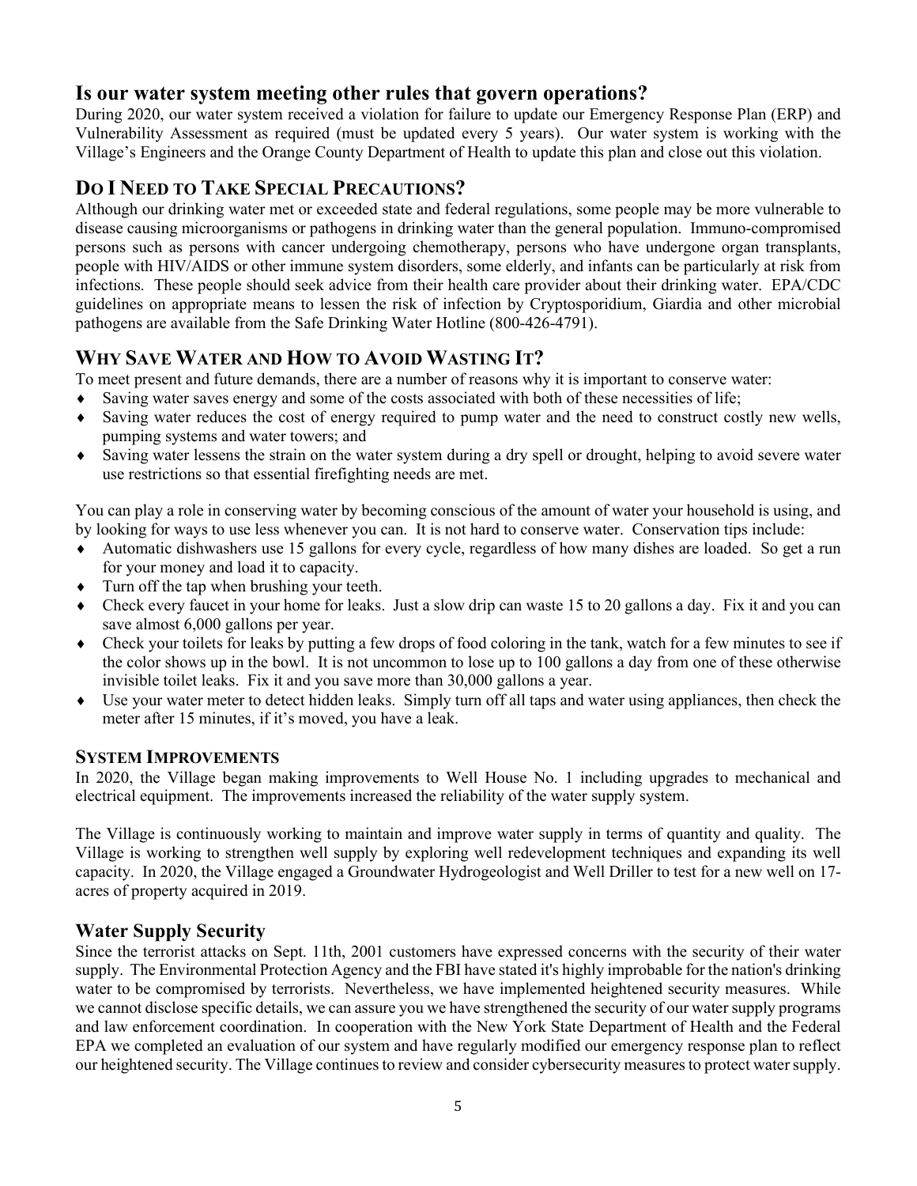## Is our water system meeting other rules that govern operations?

During 2020, our water system received a violation for failure to update our Emergency Response Plan (ERP) and Vulnerability Assessment as required (must be updated every 5 years). Our water system is working with the Village's Engineers and the Orange County Department of Health to update this plan and close out this violation.

## DO I NEED TO TAKE SPECIAL PRECAUTIONS?

Although our drinking water met or exceeded state and federal regulations, some people may be more vulnerable to disease causing microorganisms or pathogens in drinking water than the general population. Immuno-compromised persons such as persons with cancer undergoing chemotherapy, persons who have undergone organ transplants, people with HIV/AIDS or other immune system disorders, some elderly, and infants can be particularly at risk from infections. These people should seek advice from their health care provider about their drinking water. EPA/CDC guidelines on appropriate means to lessen the risk of infection by Cryptosporidium, Giardia and other microbial pathogens are available from the Safe Drinking Water Hotline (800-426-4791).

## WHY SAVE WATER AND HOW TO AVOID WASTING IT?

To meet present and future demands, there are a number of reasons why it is important to conserve water:

- Saving water saves energy and some of the costs associated with both of these necessities of life;
- Saving water reduces the cost of energy required to pump water and the need to construct costly new wells, pumping systems and water towers; and
- Saving water lessens the strain on the water system during a dry spell or drought, helping to avoid severe water use restrictions so that essential firefighting needs are met.

You can play a role in conserving water by becoming conscious of the amount of water your household is using, and by looking for ways to use less whenever you can. It is not hard to conserve water. Conservation tips include:

- Automatic dishwashers use 15 gallons for every cycle, regardless of how many dishes are loaded. So get a run for your money and load it to capacity.
- Turn off the tap when brushing your teeth.
- Check every faucet in your home for leaks. Just a slow drip can waste 15 to 20 gallons a day. Fix it and you can save almost 6,000 gallons per year.
- Check your toilets for leaks by putting a few drops of food coloring in the tank, watch for a few minutes to see if the color shows up in the bowl. It is not uncommon to lose up to 100 gallons a day from one of these otherwise invisible toilet leaks. Fix it and you save more than 30,000 gallons a year.
- Use your water meter to detect hidden leaks. Simply turn off all taps and water using appliances, then check the meter after 15 minutes, if it's moved, you have a leak.

### SYSTEM IMPROVEMENTS

In 2020, the Village began making improvements to Well House No. 1 including upgrades to mechanical and electrical equipment. The improvements increased the reliability of the water supply system.

The Village is continuously working to maintain and improve water supply in terms of quantity and quality. The Village is working to strengthen well supply by exploring well redevelopment techniques and expanding its well capacity. In 2020, the Village engaged a Groundwater Hydrogeologist and Well Driller to test for a new well on 17-acres of property acquired in 2019.

## Water Supply Security

Since the terrorist attacks on Sept. 11th, 2001 customers have expressed concerns with the security of their water supply. The Environmental Protection Agency and the FBI have stated it's highly improbable for the nation's drinking water to be compromised by terrorists. Nevertheless, we have implemented heightened security measures. While we cannot disclose specific details, we can assure you we have strengthened the security of our water supply programs and law enforcement coordination. In cooperation with the New York State Department of Health and the Federal EPA we completed an evaluation of our system and have regularly modified our emergency response plan to reflect our heightened security. The Village continues to review and consider cybersecurity measures to protect water supply.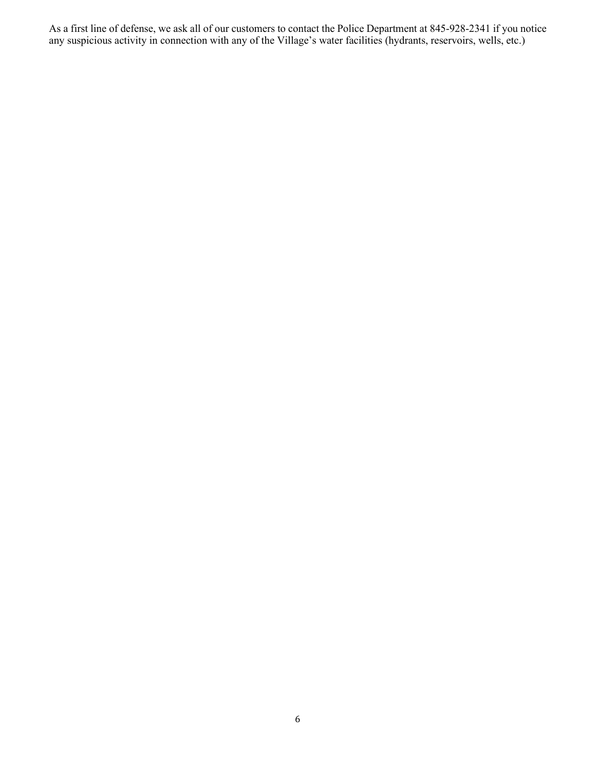As a first line of defense, we ask all of our customers to contact the Police Department at 845-928-2341 if you notice any suspicious activity in connection with any of the Village's water facilities (hydrants, reservoirs, wells, etc.)